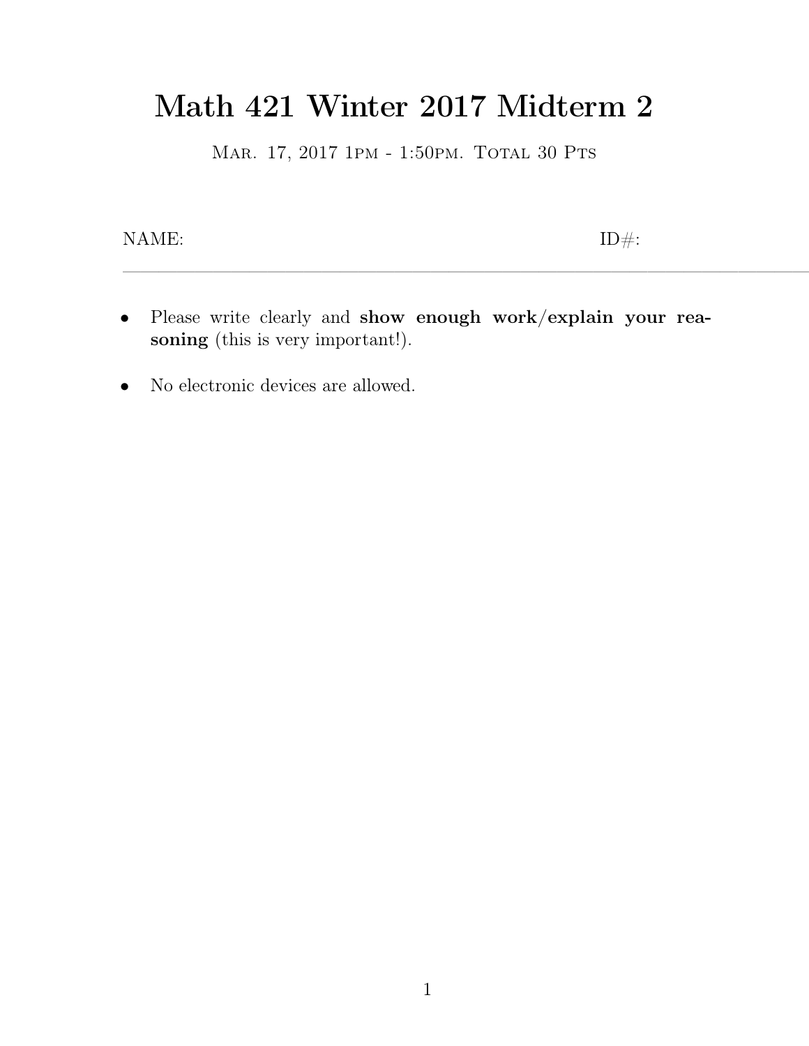# Math 421 Winter 2017 Midterm 2

Mar. 17, 2017 1pm - 1:50pm. Total 30 Pts

NAME: ID#:

---

- Please write clearly and **show enough work/explain your reasoning** (this is very important!).
- No electronic devices are allowed.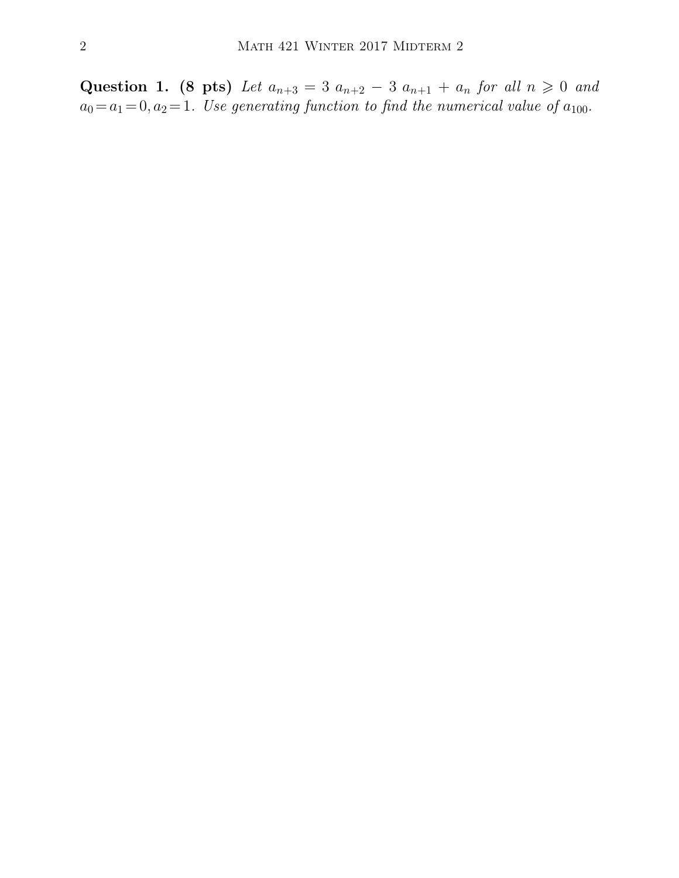**Question 1. (8 pts)** *Let* $a_{n+3} = 3\, a_{n+2} - 3\, a_{n+1} + a_n$ *for all* $n \geqslant 0$ *and* $a_0 = a_1 = 0, a_2 = 1$. *Use generating function to find the numerical value of* $a_{100}$.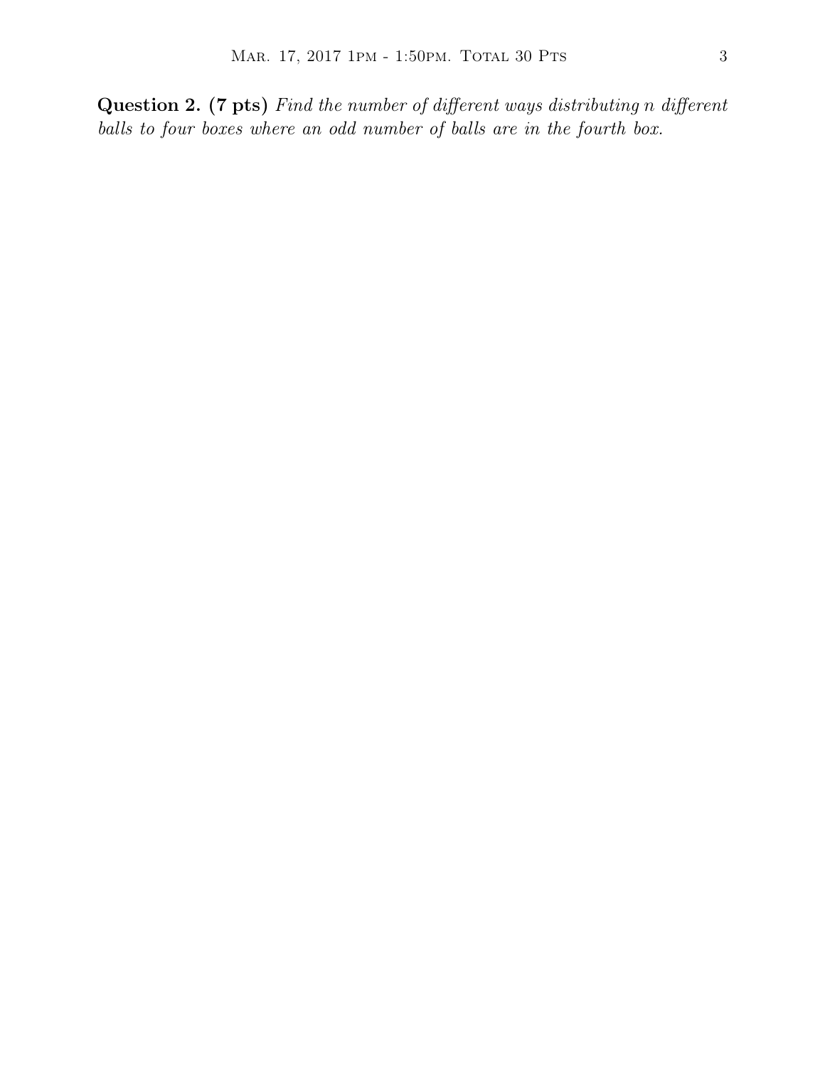**Question 2. (7 pts)** *Find the number of different ways distributing $n$ different balls to four boxes where an odd number of balls are in the fourth box.*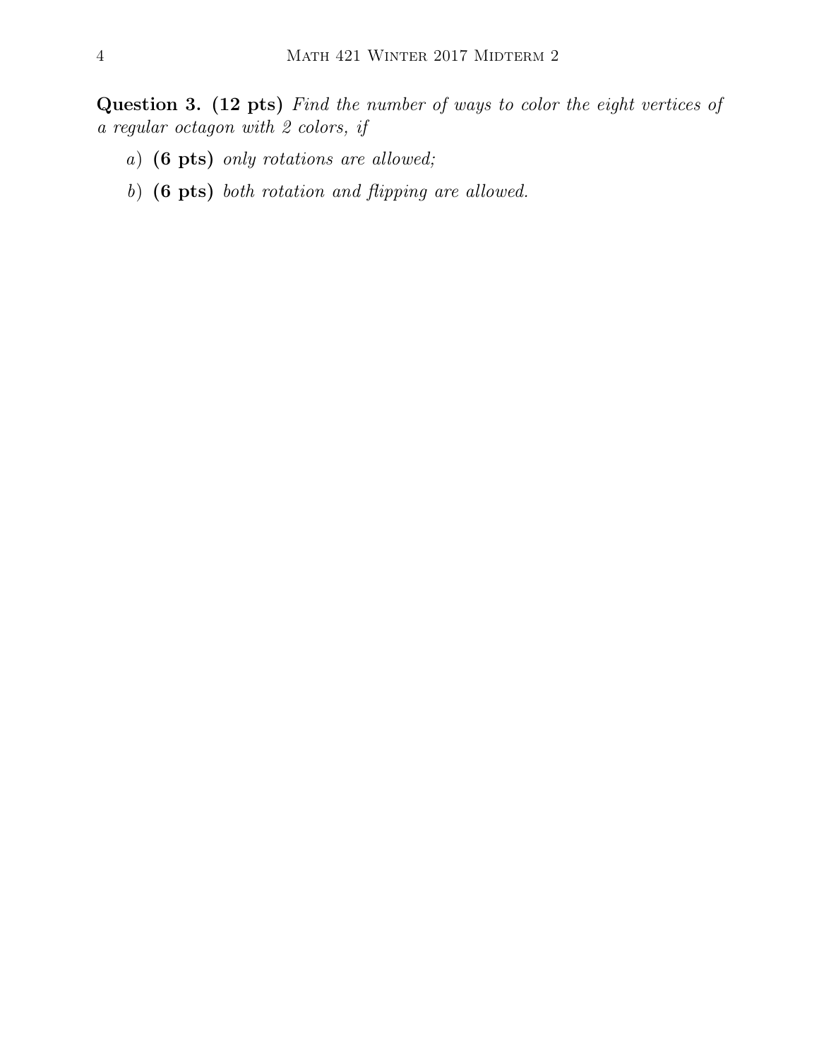**Question 3. (12 pts)** *Find the number of ways to color the eight vertices of a regular octagon with 2 colors, if*

*a)* **(6 pts)** *only rotations are allowed;*

*b)* **(6 pts)** *both rotation and flipping are allowed.*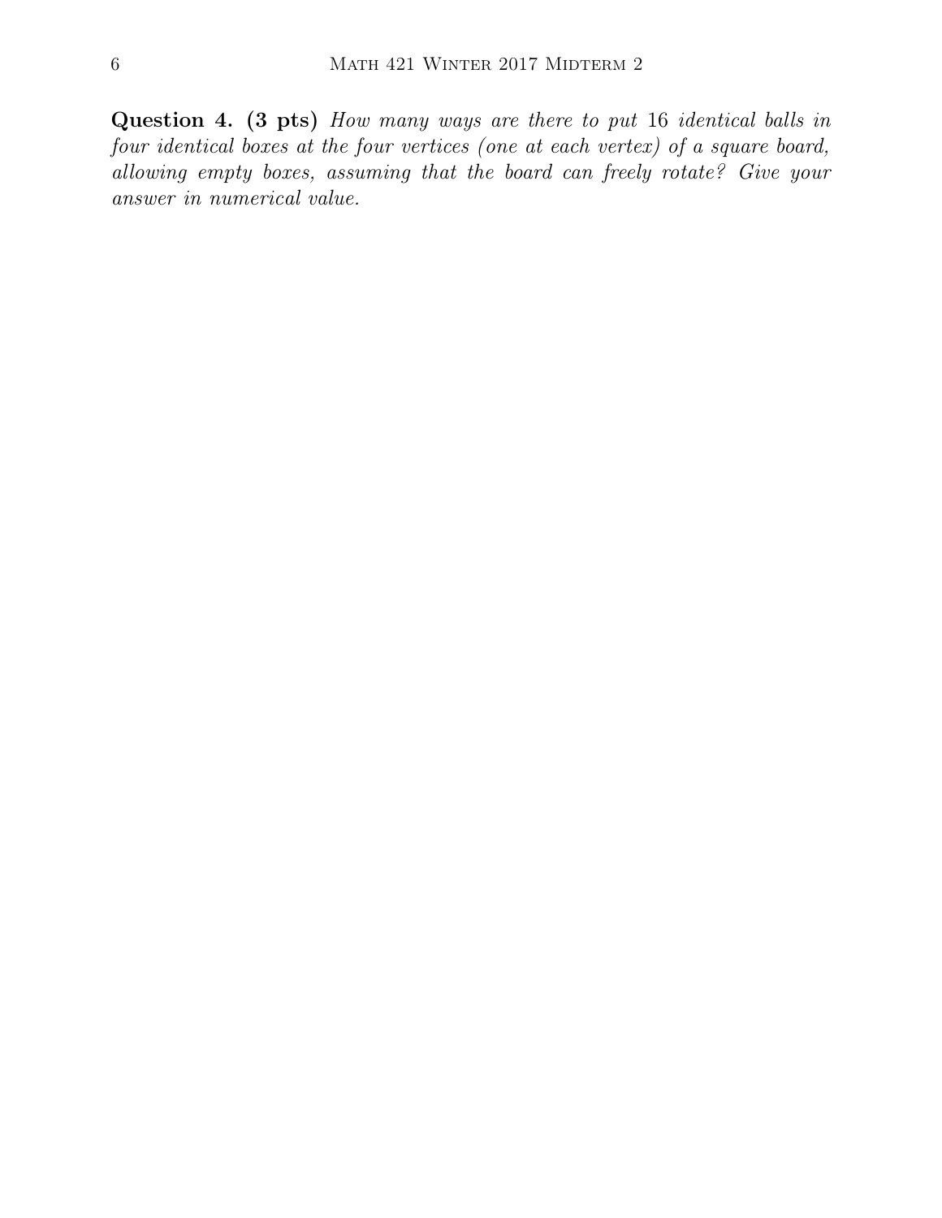**Question 4. (3 pts)** *How many ways are there to put* 16 *identical balls in four identical boxes at the four vertices (one at each vertex) of a square board, allowing empty boxes, assuming that the board can freely rotate? Give your answer in numerical value.*